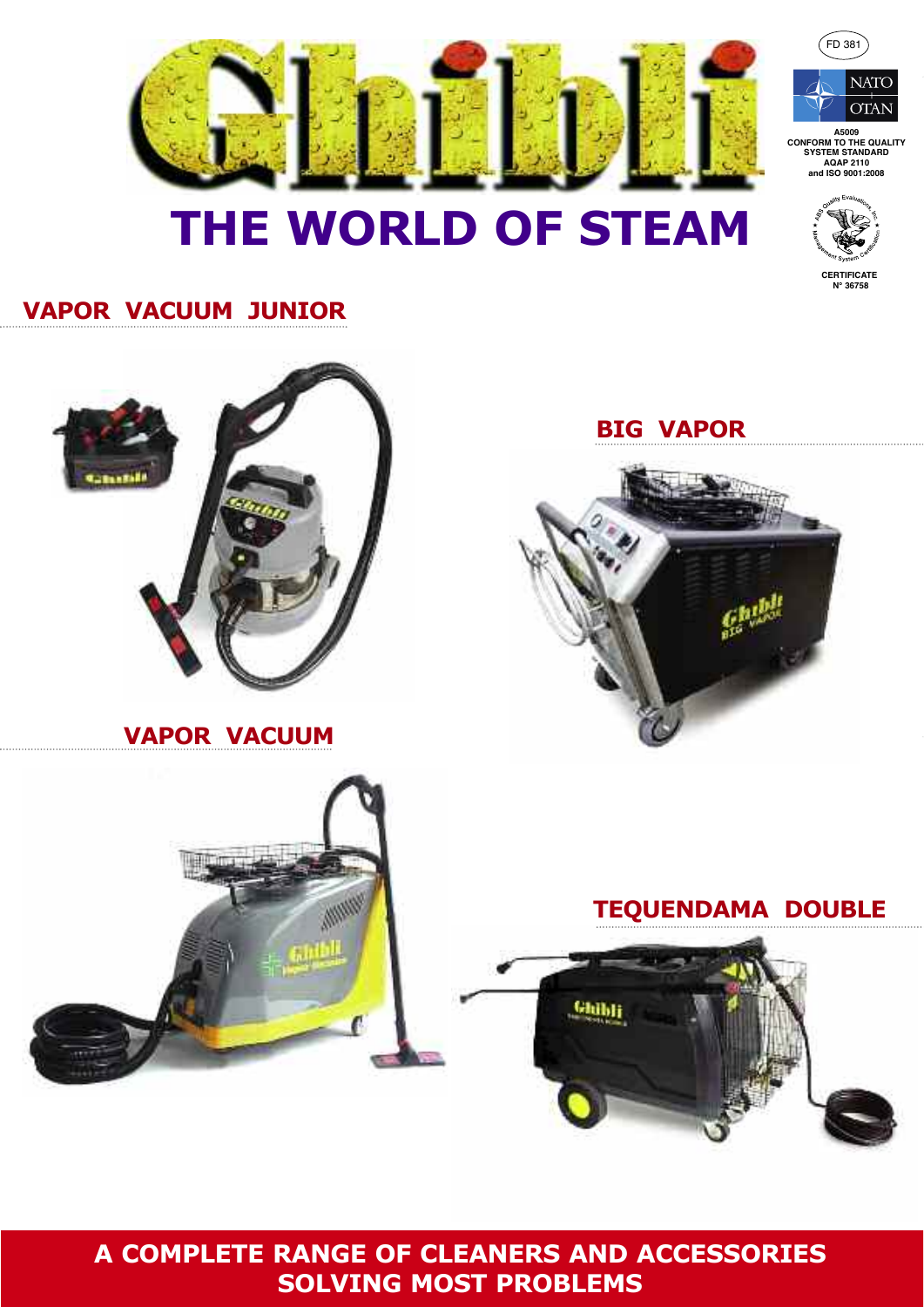# Ghibli

# THE WORLD OF STEAM

FD 381

NATO OTAN

A5009
CONFORM TO THE QUALITY SYSTEM STANDARD AQAP 2110 and ISO 9001:2008

CERTIFICATE
N° 36758

## VAPOR VACUUM JUNIOR

## BIG VAPOR

## VAPOR VACUUM

## TEQUENDAMA DOUBLE

**A COMPLETE RANGE OF CLEANERS AND ACCESSORIES SOLVING MOST PROBLEMS**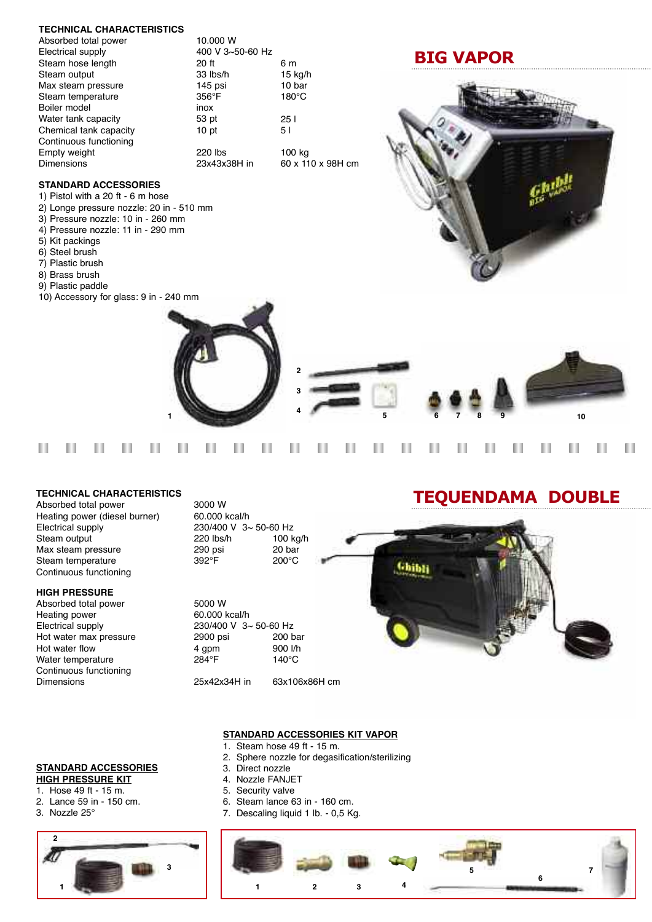## BIG VAPOR

### TECHNICAL CHARACTERISTICS

| | | |
|---|---|---|
| Absorbed total power | 10.000 W | |
| Electrical supply | 400 V 3~50-60 Hz | |
| Steam hose length | 20 ft | 6 m |
| Steam output | 33 lbs/h | 15 kg/h |
| Max steam pressure | 145 psi | 10 bar |
| Steam temperature | 356°F | 180°C |
| Boiler model | inox | |
| Water tank capacity | 53 pt | 25 l |
| Chemical tank capacity | 10 pt | 5 l |
| Continuous functioning | | |
| Empty weight | 220 lbs | 100 kg |
| Dimensions | 23x43x38H in | 60 x 110 x 98H cm |

### STANDARD ACCESSORIES

1) Pistol with a 20 ft - 6 m hose
2) Longe pressure nozzle: 20 in - 510 mm
3) Pressure nozzle: 10 in - 260 mm
4) Pressure nozzle: 11 in - 290 mm
5) Kit packings
6) Steel brush
7) Plastic brush
8) Brass brush
9) Plastic paddle
10) Accessory for glass: 9 in - 240 mm

## TEQUENDAMA DOUBLE

### TECHNICAL CHARACTERISTICS

| | | |
|---|---|---|
| Absorbed total power | 3000 W | |
| Heating power (diesel burner) | 60.000 kcal/h | |
| Electrical supply | 230/400 V 3~ 50-60 Hz | |
| Steam output | 220 lbs/h | 100 kg/h |
| Max steam pressure | 290 psi | 20 bar |
| Steam temperature | 392°F | 200°C |
| Continuous functioning | | |

### HIGH PRESSURE

| | | |
|---|---|---|
| Absorbed total power | 5000 W | |
| Heating power | 60.000 kcal/h | |
| Electrical supply | 230/400 V 3~ 50-60 Hz | |
| Hot water max pressure | 2900 psi | 200 bar |
| Hot water flow | 4 gpm | 900 l/h |
| Water temperature | 284°F | 140°C |
| Continuous functioning | | |
| Dimensions | 25x42x34H in | 63x106x86H cm |

**STANDARD ACCESSORIES**
**HIGH PRESSURE KIT**

1. Hose 49 ft - 15 m.
2. Lance 59 in - 150 cm.
3. Nozzle 25°

**STANDARD ACCESSORIES KIT VAPOR**

1. Steam hose 49 ft - 15 m.
2. Sphere nozzle for degasification/sterilizing
3. Direct nozzle
4. Nozzle FANJET
5. Security valve
6. Steam lance 63 in - 160 cm.
7. Descaling liquid 1 lb. - 0,5 Kg.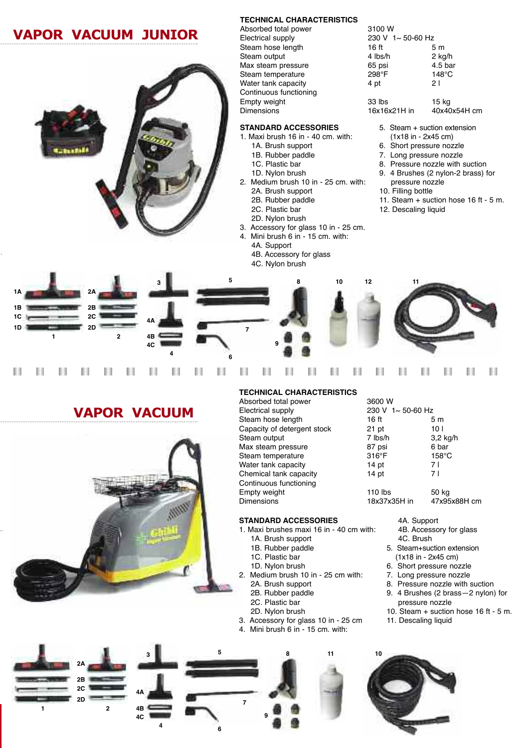# VAPOR VACUUM JUNIOR

## TECHNICAL CHARACTERISTICS

| | | |
|---|---|---|
| Absorbed total power | 3100 W | |
| Electrical supply | 230 V 1~ 50-60 Hz | |
| Steam hose length | 16 ft | 5 m |
| Steam output | 4 lbs/h | 2 kg/h |
| Max steam pressure | 65 psi | 4.5 bar |
| Steam temperature | 298°F | 148°C |
| Water tank capacity | 4 pt | 2 l |
| Continuous functioning | | |
| Empty weight | 33 lbs | 15 kg |
| Dimensions | 16x16x21H in | 40x40x54H cm |

## STANDARD ACCESSORIES

1. Maxi brush 16 in - 40 cm. with:
   - 1A. Brush support
   - 1B. Rubber paddle
   - 1C. Plastic bar
   - 1D. Nylon brush
2. Medium brush 10 in - 25 cm. with:
   - 2A. Brush support
   - 2B. Rubber paddle
   - 2C. Plastic bar
   - 2D. Nylon brush
3. Accessory for glass 10 in - 25 cm.
4. Mini brush 6 in - 15 cm. with:
   - 4A. Support
   - 4B. Accessory for glass
   - 4C. Nylon brush
5. Steam + suction extension (1x18 in - 2x45 cm)
6. Short pressure nozzle
7. Long pressure nozzle
8. Pressure nozzle with suction
9. 4 Brushes (2 nylon-2 brass) for pressure nozzle
10. Filling bottle
11. Steam + suction hose 16 ft - 5 m.
12. Descaling liquid

# VAPOR VACUUM

## TECHNICAL CHARACTERISTICS

| | | |
|---|---|---|
| Absorbed total power | 3600 W | |
| Electrical supply | 230 V 1~ 50-60 Hz | |
| Steam hose length | 16 ft | 5 m |
| Capacity of detergent stock | 21 pt | 10 l |
| Steam output | 7 lbs/h | 3,2 kg/h |
| Max steam pressure | 87 psi | 6 bar |
| Steam temperature | 316°F | 158°C |
| Water tank capacity | 14 pt | 7 l |
| Chemical tank capacity | 14 pt | 7 l |
| Continuous functioning | | |
| Empty weight | 110 lbs | 50 kg |
| Dimensions | 18x37x35H in | 47x95x88H cm |

## STANDARD ACCESSORIES

1. Maxi brushes maxi 16 in - 40 cm with:
   - 1A. Brush support
   - 1B. Rubber paddle
   - 1C. Plastic bar
   - 1D. Nylon brush
2. Medium brush 10 in - 25 cm with:
   - 2A. Brush support
   - 2B. Rubber paddle
   - 2C. Plastic bar
   - 2D. Nylon brush
3. Accessory for glass 10 in - 25 cm
4. Mini brush 6 in - 15 cm. with:
   - 4A. Support
   - 4B. Accessory for glass
   - 4C. Brush
5. Steam+suction extension (1x18 in - 2x45 cm)
6. Short pressure nozzle
7. Long pressure nozzle
8. Pressure nozzle with suction
9. 4 Brushes (2 brass—2 nylon) for pressure nozzle
10. Steam + suction hose 16 ft - 5 m.
11. Descaling liquid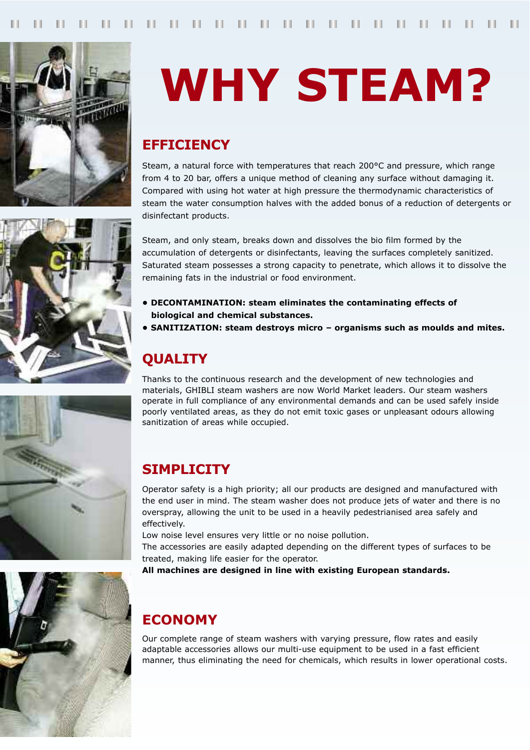# WHY STEAM?

## EFFICIENCY

Steam, a natural force with temperatures that reach 200°C and pressure, which range from 4 to 20 bar, offers a unique method of cleaning any surface without damaging it. Compared with using hot water at high pressure the thermodynamic characteristics of steam the water consumption halves with the added bonus of a reduction of detergents or disinfectant products.

Steam, and only steam, breaks down and dissolves the bio film formed by the accumulation of detergents or disinfectants, leaving the surfaces completely sanitized. Saturated steam possesses a strong capacity to penetrate, which allows it to dissolve the remaining fats in the industrial or food environment.

- **DECONTAMINATION: steam eliminates the contaminating effects of biological and chemical substances.**
- **SANITIZATION: steam destroys micro – organisms such as moulds and mites.**

## QUALITY

Thanks to the continuous research and the development of new technologies and materials, GHIBLI steam washers are now World Market leaders. Our steam washers operate in full compliance of any environmental demands and can be used safely inside poorly ventilated areas, as they do not emit toxic gases or unpleasant odours allowing sanitization of areas while occupied.

## SIMPLICITY

Operator safety is a high priority; all our products are designed and manufactured with the end user in mind. The steam washer does not produce jets of water and there is no overspray, allowing the unit to be used in a heavily pedestrianised area safely and effectively.
Low noise level ensures very little or no noise pollution.
The accessories are easily adapted depending on the different types of surfaces to be treated, making life easier for the operator.
**All machines are designed in line with existing European standards.**

## ECONOMY

Our complete range of steam washers with varying pressure, flow rates and easily adaptable accessories allows our multi-use equipment to be used in a fast efficient manner, thus eliminating the need for chemicals, which results in lower operational costs.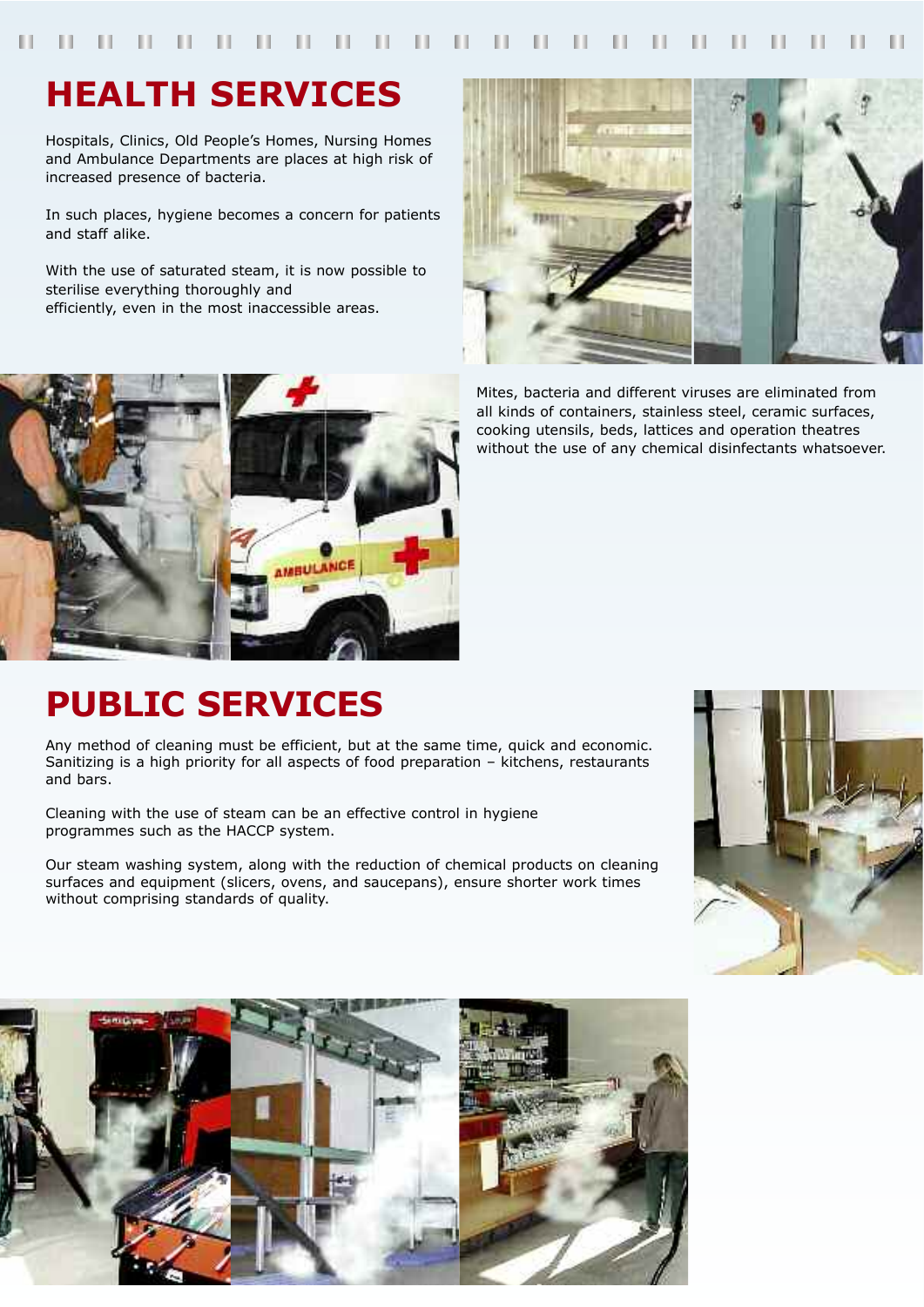# HEALTH SERVICES

Hospitals, Clinics, Old People's Homes, Nursing Homes and Ambulance Departments are places at high risk of increased presence of bacteria.

In such places, hygiene becomes a concern for patients and staff alike.

With the use of saturated steam, it is now possible to sterilise everything thoroughly and efficiently, even in the most inaccessible areas.

Mites, bacteria and different viruses are eliminated from all kinds of containers, stainless steel, ceramic surfaces, cooking utensils, beds, lattices and operation theatres without the use of any chemical disinfectants whatsoever.

# PUBLIC SERVICES

Any method of cleaning must be efficient, but at the same time, quick and economic. Sanitizing is a high priority for all aspects of food preparation – kitchens, restaurants and bars.

Cleaning with the use of steam can be an effective control in hygiene programmes such as the HACCP system.

Our steam washing system, along with the reduction of chemical products on cleaning surfaces and equipment (slicers, ovens, and saucepans), ensure shorter work times without comprising standards of quality.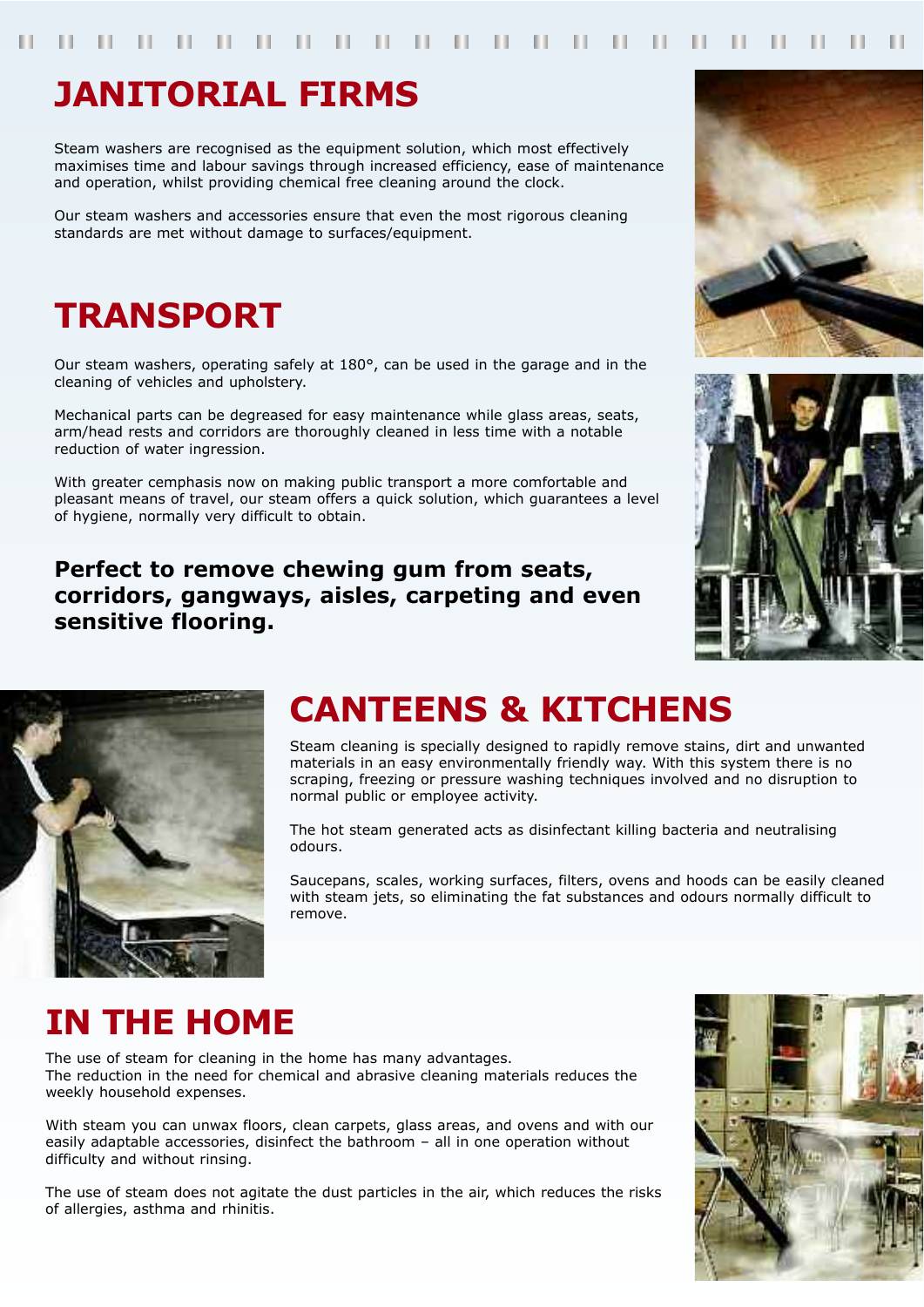# JANITORIAL FIRMS

Steam washers are recognised as the equipment solution, which most effectively maximises time and labour savings through increased efficiency, ease of maintenance and operation, whilst providing chemical free cleaning around the clock.

Our steam washers and accessories ensure that even the most rigorous cleaning standards are met without damage to surfaces/equipment.

# TRANSPORT

Our steam washers, operating safely at 180°, can be used in the garage and in the cleaning of vehicles and upholstery.

Mechanical parts can be degreased for easy maintenance while glass areas, seats, arm/head rests and corridors are thoroughly cleaned in less time with a notable reduction of water ingression.

With greater cemphasis now on making public transport a more comfortable and pleasant means of travel, our steam offers a quick solution, which guarantees a level of hygiene, normally very difficult to obtain.

**Perfect to remove chewing gum from seats, corridors, gangways, aisles, carpeting and even sensitive flooring.**

# CANTEENS & KITCHENS

Steam cleaning is specially designed to rapidly remove stains, dirt and unwanted materials in an easy environmentally friendly way. With this system there is no scraping, freezing or pressure washing techniques involved and no disruption to normal public or employee activity.

The hot steam generated acts as disinfectant killing bacteria and neutralising odours.

Saucepans, scales, working surfaces, filters, ovens and hoods can be easily cleaned with steam jets, so eliminating the fat substances and odours normally difficult to remove.

# IN THE HOME

The use of steam for cleaning in the home has many advantages.
The reduction in the need for chemical and abrasive cleaning materials reduces the weekly household expenses.

With steam you can unwax floors, clean carpets, glass areas, and ovens and with our easily adaptable accessories, disinfect the bathroom – all in one operation without difficulty and without rinsing.

The use of steam does not agitate the dust particles in the air, which reduces the risks of allergies, asthma and rhinitis.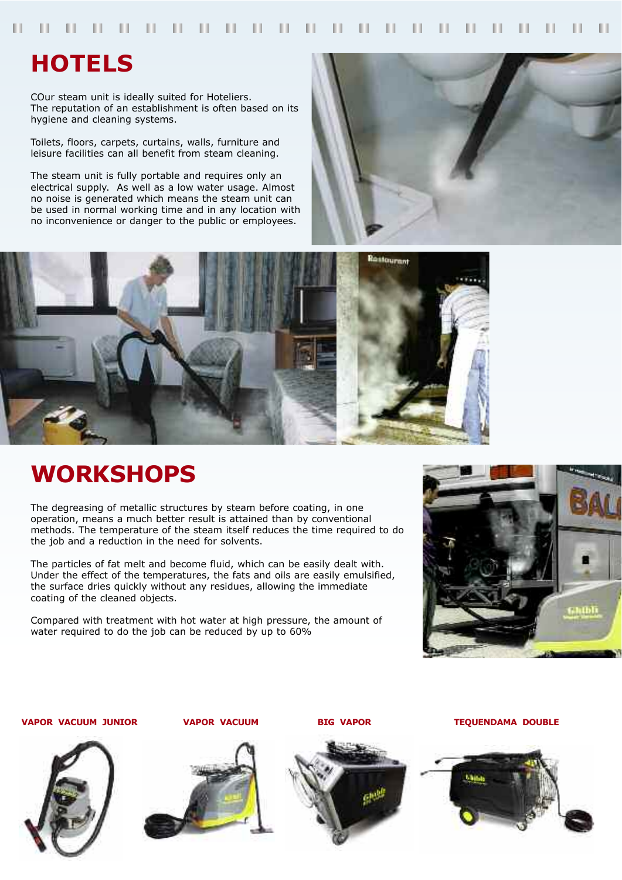# HOTELS

COur steam unit is ideally suited for Hoteliers.
The reputation of an establishment is often based on its hygiene and cleaning systems.

Toilets, floors, carpets, curtains, walls, furniture and leisure facilities can all benefit from steam cleaning.

The steam unit is fully portable and requires only an electrical supply. As well as a low water usage. Almost no noise is generated which means the steam unit can be used in normal working time and in any location with no inconvenience or danger to the public or employees.

# WORKSHOPS

The degreasing of metallic structures by steam before coating, in one operation, means a much better result is attained than by conventional methods. The temperature of the steam itself reduces the time required to do the job and a reduction in the need for solvents.

The particles of fat melt and become fluid, which can be easily dealt with. Under the effect of the temperatures, the fats and oils are easily emulsified, the surface dries quickly without any residues, allowing the immediate coating of the cleaned objects.

Compared with treatment with hot water at high pressure, the amount of water required to do the job can be reduced by up to 60%

**VAPOR VACUUM JUNIOR**

**VAPOR VACUUM**

**BIG VAPOR**

**TEQUENDAMA DOUBLE**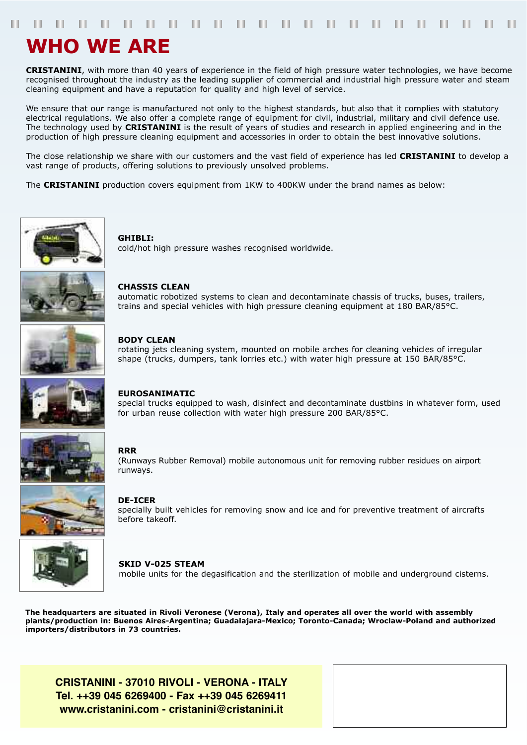# WHO WE ARE

**CRISTANINI**, with more than 40 years of experience in the field of high pressure water technologies, we have become recognised throughout the industry as the leading supplier of commercial and industrial high pressure water and steam cleaning equipment and have a reputation for quality and high level of service.

We ensure that our range is manufactured not only to the highest standards, but also that it complies with statutory electrical regulations. We also offer a complete range of equipment for civil, industrial, military and civil defence use. The technology used by **CRISTANINI** is the result of years of studies and research in applied engineering and in the production of high pressure cleaning equipment and accessories in order to obtain the best innovative solutions.

The close relationship we share with our customers and the vast field of experience has led **CRISTANINI** to develop a vast range of products, offering solutions to previously unsolved problems.

The **CRISTANINI** production covers equipment from 1KW to 400KW under the brand names as below:

**GHIBLI:**
cold/hot high pressure washes recognised worldwide.

**CHASSIS CLEAN**
automatic robotized systems to clean and decontaminate chassis of trucks, buses, trailers, trains and special vehicles with high pressure cleaning equipment at 180 BAR/85°C.

**BODY CLEAN**
rotating jets cleaning system, mounted on mobile arches for cleaning vehicles of irregular shape (trucks, dumpers, tank lorries etc.) with water high pressure at 150 BAR/85°C.

**EUROSANIMATIC**
special trucks equipped to wash, disinfect and decontaminate dustbins in whatever form, used for urban reuse collection with water high pressure 200 BAR/85°C.

**RRR**
(Runways Rubber Removal) mobile autonomous unit for removing rubber residues on airport runways.

**DE-ICER**
specially built vehicles for removing snow and ice and for preventive treatment of aircrafts before takeoff.

**SKID V-025 STEAM**
mobile units for the degasification and the sterilization of mobile and underground cisterns.

**The headquarters are situated in Rivoli Veronese (Verona), Italy and operates all over the world with assembly plants/production in: Buenos Aires-Argentina; Guadalajara-Mexico; Toronto-Canada; Wroclaw-Poland and authorized importers/distributors in 73 countries.**

**CRISTANINI - 37010 RIVOLI - VERONA - ITALY**
**Tel. ++39 045 6269400 - Fax ++39 045 6269411**
**www.cristanini.com - cristanini@cristanini.it**